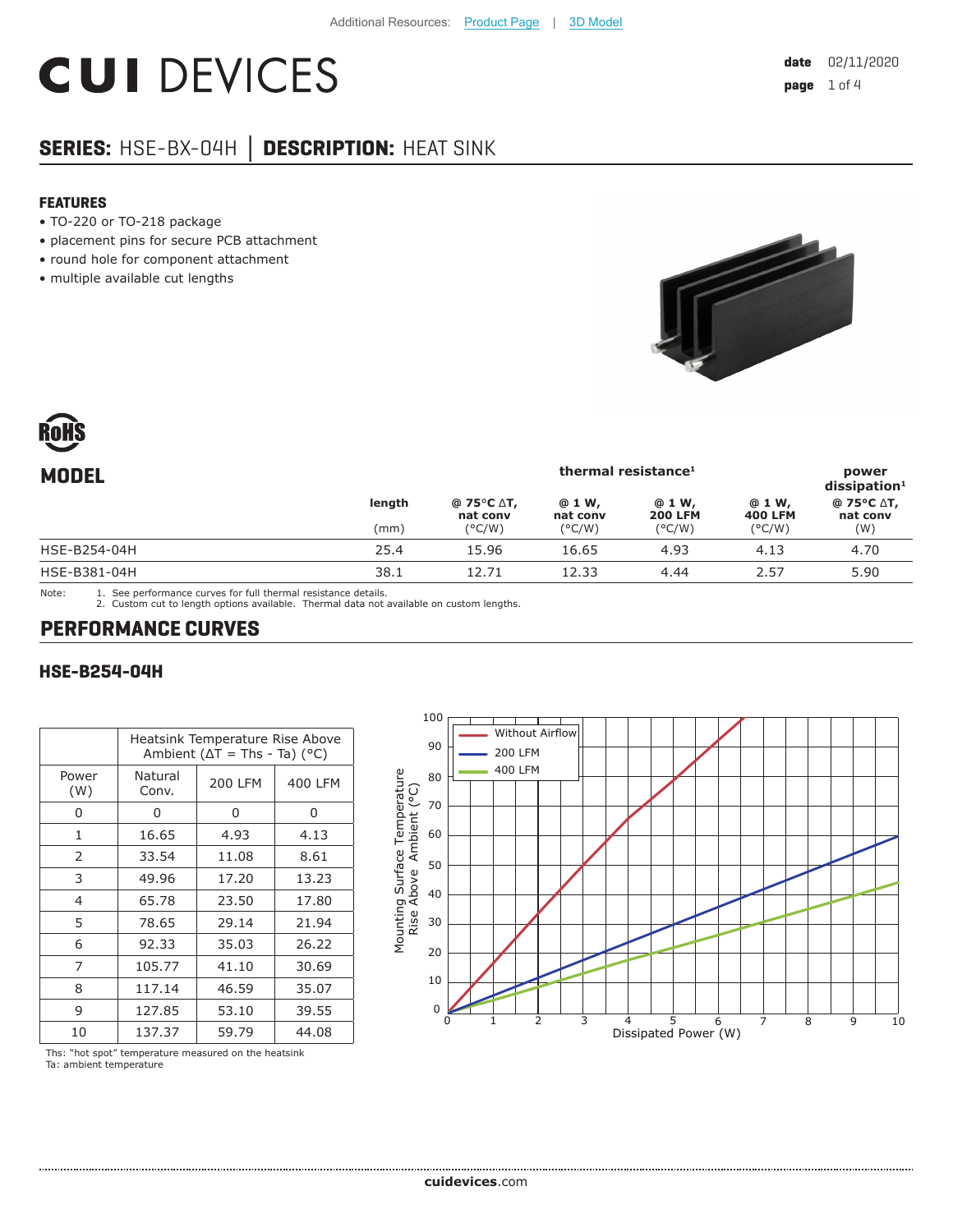Additional Resources: Product Page | 3D Model

# CUI DEVICES

**date** 02/11/2020

## SERIES: HSE-BX-04H │ DESCRIPTION: HEAT SINK

### FEATURES

- TO-220 or TO-218 package
- placement pins for secure PCB attachment
- round hole for component attachment
- multiple available cut lengths

## MODEL

| | length | thermal resistance[1] | | | | power dissipation[1] |
|---|---|---|---|---|---|---|
| | | @ 75°C ΔT, nat conv | @ 1 W, nat conv | @ 1 W, 200 LFM | @ 1 W, 400 LFM | @ 75°C ΔT, nat conv |
| | (mm) | (°C/W) | (°C/W) | (°C/W) | (°C/W) | (W) |
| HSE-B254-04H | 25.4 | 15.96 | 16.65 | 4.93 | 4.13 | 4.70 |
| HSE-B381-04H | 38.1 | 12.71 | 12.33 | 4.44 | 2.57 | 5.90 |

Note: 1. See performance curves for full thermal resistance details.
2. Custom cut to length options available. Thermal data not available on custom lengths.

## PERFORMANCE CURVES

### HSE-B254-04H

| Power (W) | Heatsink Temperature Rise Above Ambient (ΔT = Ths - Ta) (°C) | | |
|---|---|---|---|
| | Natural Conv. | 200 LFM | 400 LFM |
| 0 | 0 | 0 | 0 |
| 1 | 16.65 | 4.93 | 4.13 |
| 2 | 33.54 | 11.08 | 8.61 |
| 3 | 49.96 | 17.20 | 13.23 |
| 4 | 65.78 | 23.50 | 17.80 |
| 5 | 78.65 | 29.14 | 21.94 |
| 6 | 92.33 | 35.03 | 26.22 |
| 7 | 105.77 | 41.10 | 30.69 |
| 8 | 117.14 | 46.59 | 35.07 |
| 9 | 127.85 | 53.10 | 39.55 |
| 10 | 137.37 | 59.79 | 44.08 |

Ths: "hot spot" temperature measured on the heatsink
Ta: ambient temperature

Mounting Surface Temperature Rise Above Ambient (°C) vs. Dissipated Power (W) — Without Airflow, 200 LFM, 400 LFM

cuidevices.com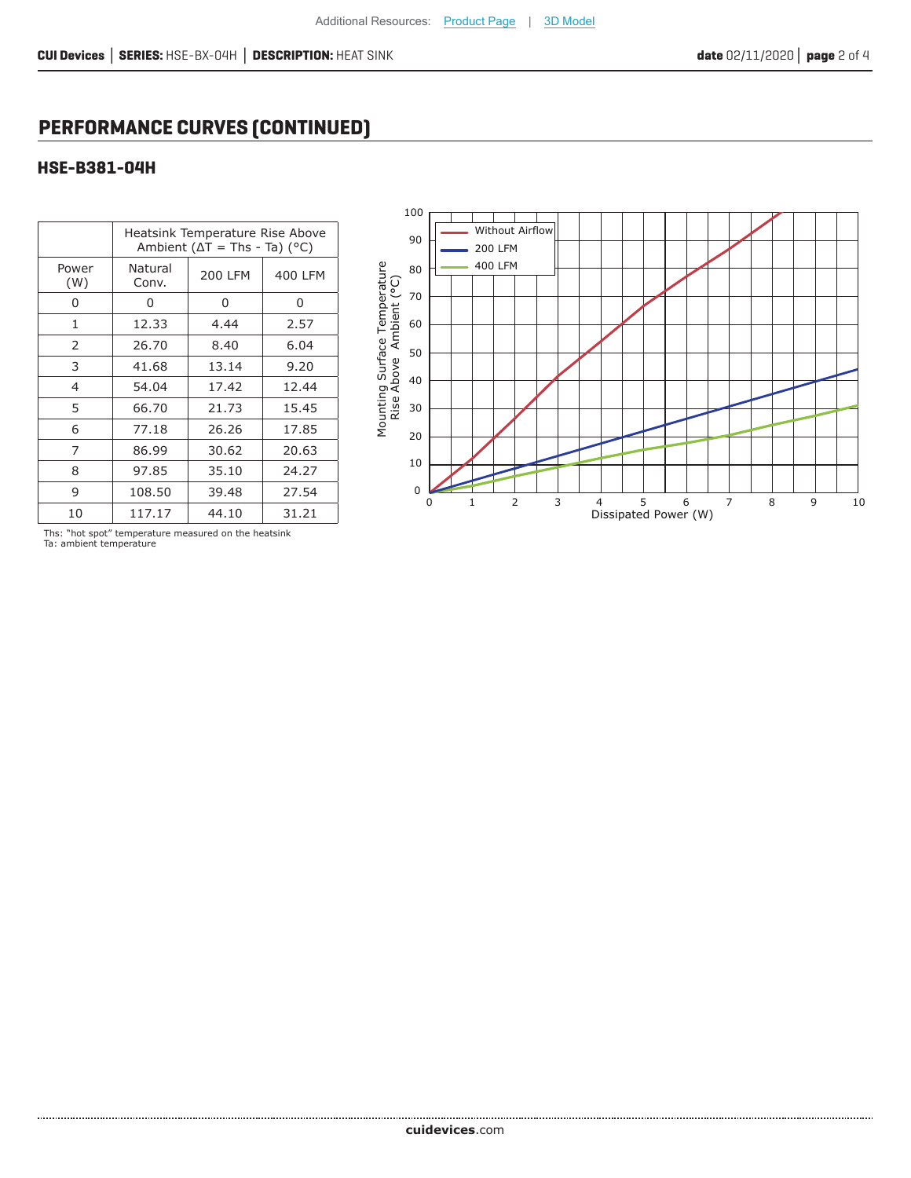## PERFORMANCE CURVES (CONTINUED)

### HSE-B381-04H

| | Heatsink Temperature Rise Above Ambient (ΔT = Ths - Ta) (°C) | | |
|---|---|---|---|
| Power (W) | Natural Conv. | 200 LFM | 400 LFM |
| 0 | 0 | 0 | 0 |
| 1 | 12.33 | 4.44 | 2.57 |
| 2 | 26.70 | 8.40 | 6.04 |
| 3 | 41.68 | 13.14 | 9.20 |
| 4 | 54.04 | 17.42 | 12.44 |
| 5 | 66.70 | 21.73 | 15.45 |
| 6 | 77.18 | 26.26 | 17.85 |
| 7 | 86.99 | 30.62 | 20.63 |
| 8 | 97.85 | 35.10 | 24.27 |
| 9 | 108.50 | 39.48 | 27.54 |
| 10 | 117.17 | 44.10 | 31.21 |

Ths: "hot spot" temperature measured on the heatsink
Ta: ambient temperature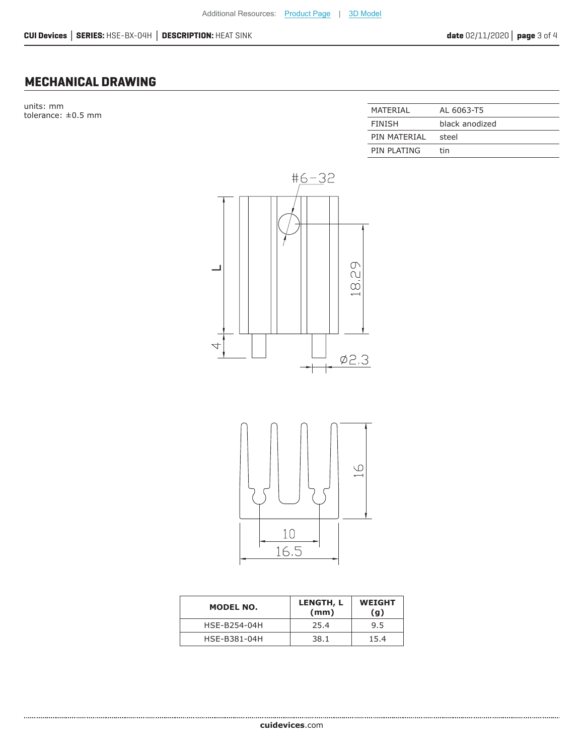## MECHANICAL DRAWING

units: mm
tolerance: ±0.5 mm

| MATERIAL | AL 6063-T5 |
|---|---|
| FINISH | black anodized |
| PIN MATERIAL | steel |
| PIN PLATING | tin |

#6-32

L

18.29

4

Ø2.3

16

10

16.5

| MODEL NO. | LENGTH, L (mm) | WEIGHT (g) |
|---|---|---|
| HSE-B254-04H | 25.4 | 9.5 |
| HSE-B381-04H | 38.1 | 15.4 |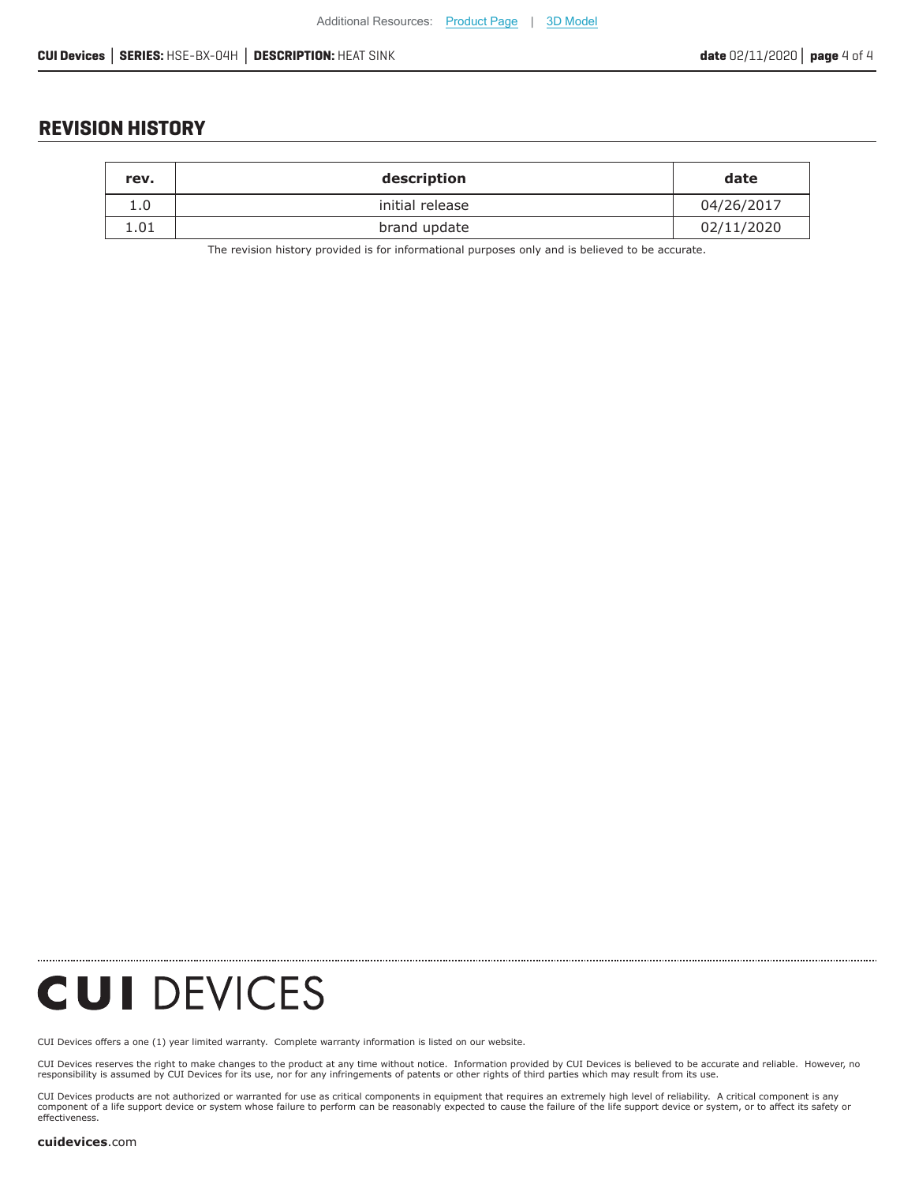## REVISION HISTORY

| rev. | description | date |
| --- | --- | --- |
| 1.0 | initial release | 04/26/2017 |
| 1.01 | brand update | 02/11/2020 |

The revision history provided is for informational purposes only and is believed to be accurate.

# CUI DEVICES

CUI Devices offers a one (1) year limited warranty. Complete warranty information is listed on our website.

CUI Devices reserves the right to make changes to the product at any time without notice. Information provided by CUI Devices is believed to be accurate and reliable. However, no responsibility is assumed by CUI Devices for its use, nor for any infringements of patents or other rights of third parties which may result from its use.

CUI Devices products are not authorized or warranted for use as critical components in equipment that requires an extremely high level of reliability. A critical component is any component of a life support device or system whose failure to perform can be reasonably expected to cause the failure of the life support device or system, or to affect its safety or effectiveness.

**cuidevices**.com